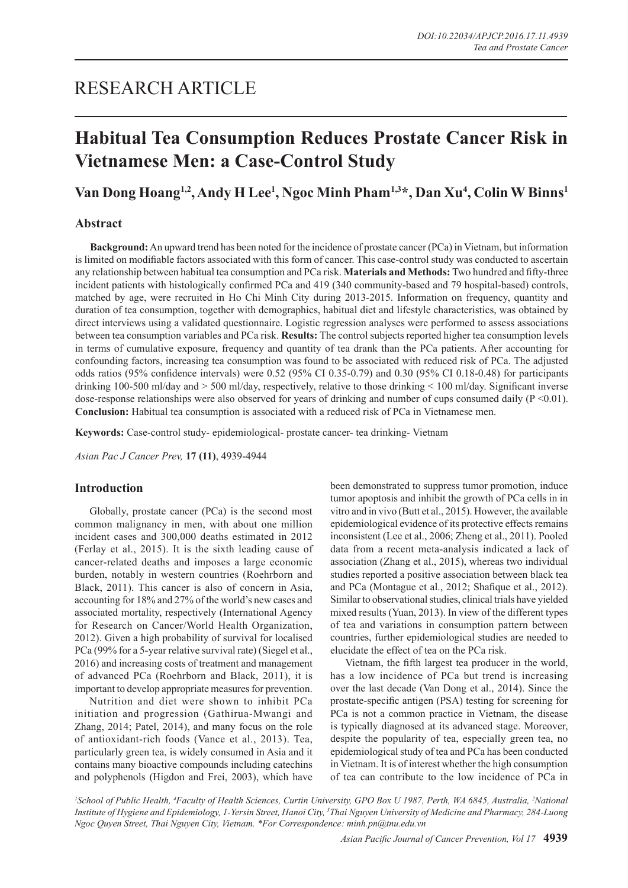## RESEARCH ARTICLE

# Habitual Tea Consumption Reduces Prostate Cancer Risk in Vietnamese Men: a Case-Control Study

**Van Dong Hoang[1,2], Andy H Lee[1], Ngoc Minh Pham[1,3]*, Dan Xu[4], Colin W Binns[1]**

## Abstract

**Background:** An upward trend has been noted for the incidence of prostate cancer (PCa) in Vietnam, but information is limited on modifiable factors associated with this form of cancer. This case-control study was conducted to ascertain any relationship between habitual tea consumption and PCa risk. **Materials and Methods:** Two hundred and fifty-three incident patients with histologically confirmed PCa and 419 (340 community-based and 79 hospital-based) controls, matched by age, were recruited in Ho Chi Minh City during 2013-2015. Information on frequency, quantity and duration of tea consumption, together with demographics, habitual diet and lifestyle characteristics, was obtained by direct interviews using a validated questionnaire. Logistic regression analyses were performed to assess associations between tea consumption variables and PCa risk. **Results:** The control subjects reported higher tea consumption levels in terms of cumulative exposure, frequency and quantity of tea drank than the PCa patients. After accounting for confounding factors, increasing tea consumption was found to be associated with reduced risk of PCa. The adjusted odds ratios (95% confidence intervals) were 0.52 (95% CI 0.35-0.79) and 0.30 (95% CI 0.18-0.48) for participants drinking 100-500 ml/day and > 500 ml/day, respectively, relative to those drinking < 100 ml/day. Significant inverse dose-response relationships were also observed for years of drinking and number of cups consumed daily ($P < 0.01$). **Conclusion:** Habitual tea consumption is associated with a reduced risk of PCa in Vietnamese men.

**Keywords:** Case-control study- epidemiological- prostate cancer- tea drinking- Vietnam

*Asian Pac J Cancer Prev,* **17 (11)**, 4939-4944

## Introduction

Globally, prostate cancer (PCa) is the second most common malignancy in men, with about one million incident cases and 300,000 deaths estimated in 2012 (Ferlay et al., 2015). It is the sixth leading cause of cancer-related deaths and imposes a large economic burden, notably in western countries (Roehrborn and Black, 2011). This cancer is also of concern in Asia, accounting for 18% and 27% of the world's new cases and associated mortality, respectively (International Agency for Research on Cancer/World Health Organization, 2012). Given a high probability of survival for localised PCa (99% for a 5-year relative survival rate) (Siegel et al., 2016) and increasing costs of treatment and management of advanced PCa (Roehrborn and Black, 2011), it is important to develop appropriate measures for prevention.

Nutrition and diet were shown to inhibit PCa initiation and progression (Gathirua-Mwangi and Zhang, 2014; Patel, 2014), and many focus on the role of antioxidant-rich foods (Vance et al., 2013). Tea, particularly green tea, is widely consumed in Asia and it contains many bioactive compounds including catechins and polyphenols (Higdon and Frei, 2003), which have been demonstrated to suppress tumor promotion, induce tumor apoptosis and inhibit the growth of PCa cells in in vitro and in vivo (Butt et al., 2015). However, the available epidemiological evidence of its protective effects remains inconsistent (Lee et al., 2006; Zheng et al., 2011). Pooled data from a recent meta-analysis indicated a lack of association (Zhang et al., 2015), whereas two individual studies reported a positive association between black tea and PCa (Montague et al., 2012; Shafique et al., 2012). Similar to observational studies, clinical trials have yielded mixed results (Yuan, 2013). In view of the different types of tea and variations in consumption pattern between countries, further epidemiological studies are needed to elucidate the effect of tea on the PCa risk.

Vietnam, the fifth largest tea producer in the world, has a low incidence of PCa but trend is increasing over the last decade (Van Dong et al., 2014). Since the prostate-specific antigen (PSA) testing for screening for PCa is not a common practice in Vietnam, the disease is typically diagnosed at its advanced stage. Moreover, despite the popularity of tea, especially green tea, no epidemiological study of tea and PCa has been conducted in Vietnam. It is of interest whether the high consumption of tea can contribute to the low incidence of PCa in

[1]School of Public Health, [4]Faculty of Health Sciences, Curtin University, GPO Box U 1987, Perth, WA 6845, Australia, [2]National Institute of Hygiene and Epidemiology, 1-Yersin Street, Hanoi City, [3]Thai Nguyen University of Medicine and Pharmacy, 284-Luong Ngoc Quyen Street, Thai Nguyen City, Vietnam. *For Correspondence: minh.pn@tnu.edu.vn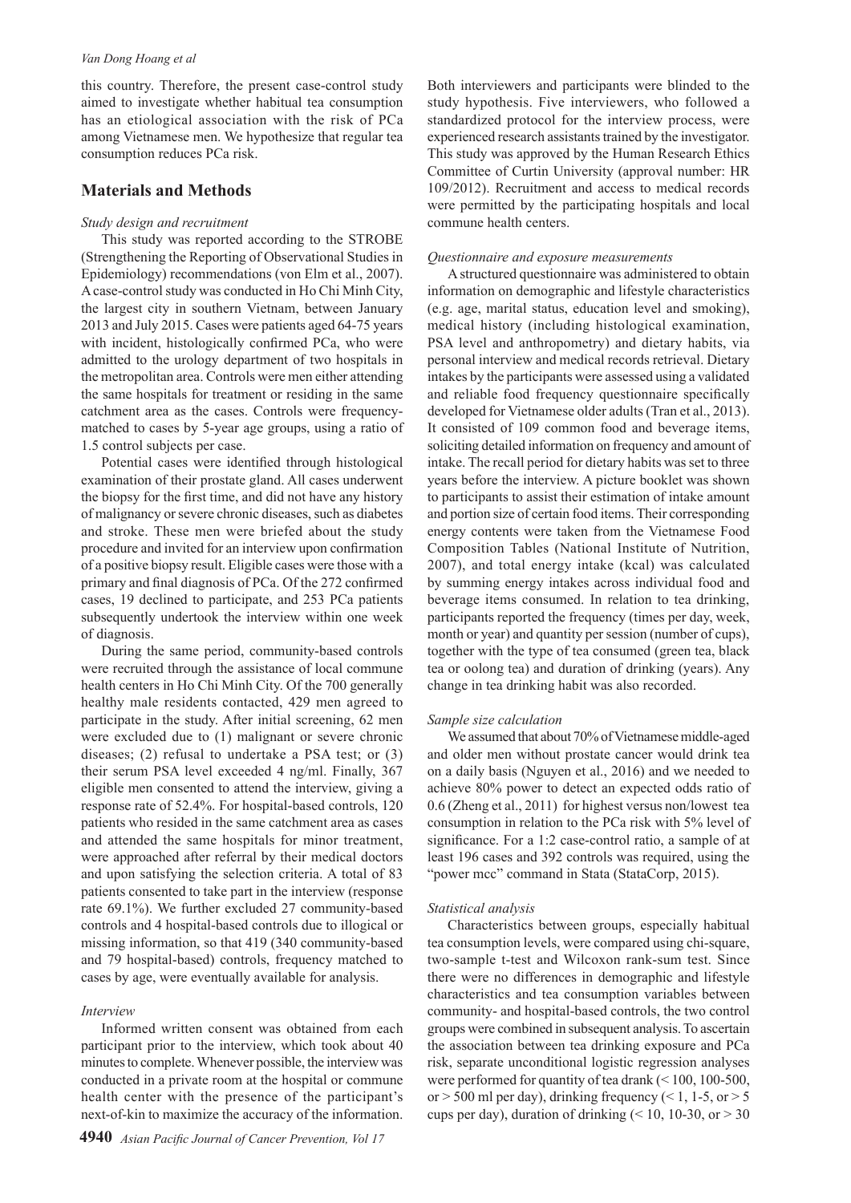this country. Therefore, the present case-control study aimed to investigate whether habitual tea consumption has an etiological association with the risk of PCa among Vietnamese men. We hypothesize that regular tea consumption reduces PCa risk.

## Materials and Methods

### *Study design and recruitment*

This study was reported according to the STROBE (Strengthening the Reporting of Observational Studies in Epidemiology) recommendations (von Elm et al., 2007). A case-control study was conducted in Ho Chi Minh City, the largest city in southern Vietnam, between January 2013 and July 2015. Cases were patients aged 64-75 years with incident, histologically confirmed PCa, who were admitted to the urology department of two hospitals in the metropolitan area. Controls were men either attending the same hospitals for treatment or residing in the same catchment area as the cases. Controls were frequency-matched to cases by 5-year age groups, using a ratio of 1.5 control subjects per case.

Potential cases were identified through histological examination of their prostate gland. All cases underwent the biopsy for the first time, and did not have any history of malignancy or severe chronic diseases, such as diabetes and stroke. These men were briefed about the study procedure and invited for an interview upon confirmation of a positive biopsy result. Eligible cases were those with a primary and final diagnosis of PCa. Of the 272 confirmed cases, 19 declined to participate, and 253 PCa patients subsequently undertook the interview within one week of diagnosis.

During the same period, community-based controls were recruited through the assistance of local commune health centers in Ho Chi Minh City. Of the 700 generally healthy male residents contacted, 429 men agreed to participate in the study. After initial screening, 62 men were excluded due to (1) malignant or severe chronic diseases; (2) refusal to undertake a PSA test; or (3) their serum PSA level exceeded 4 ng/ml. Finally, 367 eligible men consented to attend the interview, giving a response rate of 52.4%. For hospital-based controls, 120 patients who resided in the same catchment area as cases and attended the same hospitals for minor treatment, were approached after referral by their medical doctors and upon satisfying the selection criteria. A total of 83 patients consented to take part in the interview (response rate 69.1%). We further excluded 27 community-based controls and 4 hospital-based controls due to illogical or missing information, so that 419 (340 community-based and 79 hospital-based) controls, frequency matched to cases by age, were eventually available for analysis.

### *Interview*

Informed written consent was obtained from each participant prior to the interview, which took about 40 minutes to complete. Whenever possible, the interview was conducted in a private room at the hospital or commune health center with the presence of the participant's next-of-kin to maximize the accuracy of the information. Both interviewers and participants were blinded to the study hypothesis. Five interviewers, who followed a standardized protocol for the interview process, were experienced research assistants trained by the investigator. This study was approved by the Human Research Ethics Committee of Curtin University (approval number: HR 109/2012). Recruitment and access to medical records were permitted by the participating hospitals and local commune health centers.

### *Questionnaire and exposure measurements*

A structured questionnaire was administered to obtain information on demographic and lifestyle characteristics (e.g. age, marital status, education level and smoking), medical history (including histological examination, PSA level and anthropometry) and dietary habits, via personal interview and medical records retrieval. Dietary intakes by the participants were assessed using a validated and reliable food frequency questionnaire specifically developed for Vietnamese older adults (Tran et al., 2013). It consisted of 109 common food and beverage items, soliciting detailed information on frequency and amount of intake. The recall period for dietary habits was set to three years before the interview. A picture booklet was shown to participants to assist their estimation of intake amount and portion size of certain food items. Their corresponding energy contents were taken from the Vietnamese Food Composition Tables (National Institute of Nutrition, 2007), and total energy intake (kcal) was calculated by summing energy intakes across individual food and beverage items consumed. In relation to tea drinking, participants reported the frequency (times per day, week, month or year) and quantity per session (number of cups), together with the type of tea consumed (green tea, black tea or oolong tea) and duration of drinking (years). Any change in tea drinking habit was also recorded.

### *Sample size calculation*

We assumed that about 70% of Vietnamese middle-aged and older men without prostate cancer would drink tea on a daily basis (Nguyen et al., 2016) and we needed to achieve 80% power to detect an expected odds ratio of 0.6 (Zheng et al., 2011) for highest versus non/lowest tea consumption in relation to the PCa risk with 5% level of significance. For a 1:2 case-control ratio, a sample of at least 196 cases and 392 controls was required, using the "power mcc" command in Stata (StataCorp, 2015).

### *Statistical analysis*

Characteristics between groups, especially habitual tea consumption levels, were compared using chi-square, two-sample t-test and Wilcoxon rank-sum test. Since there were no differences in demographic and lifestyle characteristics and tea consumption variables between community- and hospital-based controls, the two control groups were combined in subsequent analysis. To ascertain the association between tea drinking exposure and PCa risk, separate unconditional logistic regression analyses were performed for quantity of tea drank (< 100, 100-500, or > 500 ml per day), drinking frequency (< 1, 1-5, or > 5 cups per day), duration of drinking (< 10, 10-30, or > 30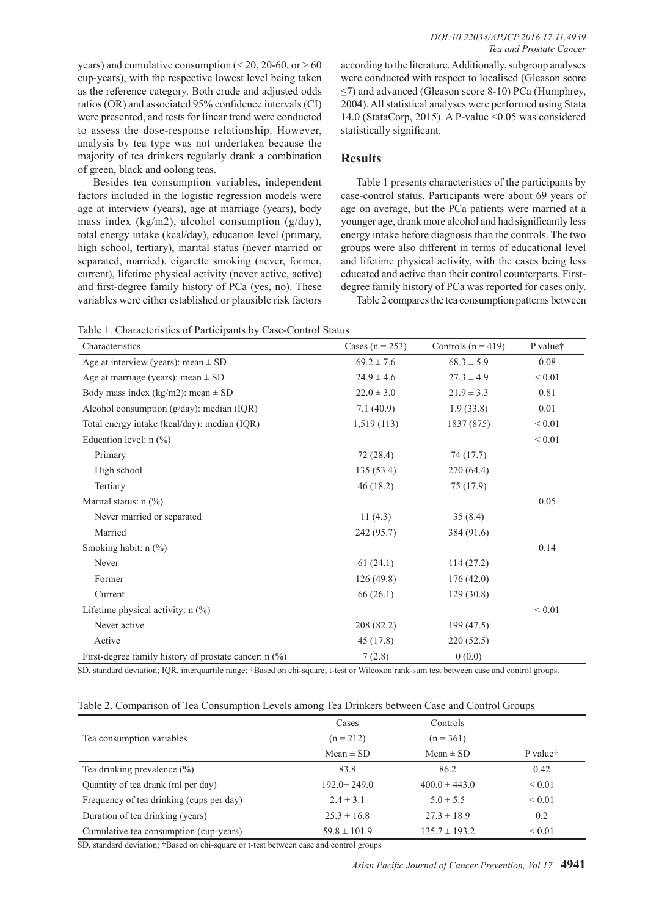years) and cumulative consumption (< 20, 20-60, or > 60 cup-years), with the respective lowest level being taken as the reference category. Both crude and adjusted odds ratios (OR) and associated 95% confidence intervals (CI) were presented, and tests for linear trend were conducted to assess the dose-response relationship. However, analysis by tea type was not undertaken because the majority of tea drinkers regularly drank a combination of green, black and oolong teas.

Besides tea consumption variables, independent factors included in the logistic regression models were age at interview (years), age at marriage (years), body mass index (kg/m2), alcohol consumption (g/day), total energy intake (kcal/day), education level (primary, high school, tertiary), marital status (never married or separated, married), cigarette smoking (never, former, current), lifetime physical activity (never active, active) and first-degree family history of PCa (yes, no). These variables were either established or plausible risk factors according to the literature. Additionally, subgroup analyses were conducted with respect to localised (Gleason score ≤7) and advanced (Gleason score 8-10) PCa (Humphrey, 2004). All statistical analyses were performed using Stata 14.0 (StataCorp, 2015). A P-value <0.05 was considered statistically significant.

## Results

Table 1 presents characteristics of the participants by case-control status. Participants were about 69 years of age on average, but the PCa patients were married at a younger age, drank more alcohol and had significantly less energy intake before diagnosis than the controls. The two groups were also different in terms of educational level and lifetime physical activity, with the cases being less educated and active than their control counterparts. First-degree family history of PCa was reported for cases only.

Table 2 compares the tea consumption patterns between

Table 1. Characteristics of Participants by Case-Control Status

| Characteristics | Cases (n = 253) | Controls (n = 419) | P value† |
|---|---|---|---|
| Age at interview (years): mean ± SD | 69.2 ± 7.6 | 68.3 ± 5.9 | 0.08 |
| Age at marriage (years): mean ± SD | 24.9 ± 4.6 | 27.3 ± 4.9 | < 0.01 |
| Body mass index (kg/m2): mean ± SD | 22.0 ± 3.0 | 21.9 ± 3.3 | 0.81 |
| Alcohol consumption (g/day): median (IQR) | 7.1 (40.9) | 1.9 (33.8) | 0.01 |
| Total energy intake (kcal/day): median (IQR) | 1,519 (113) | 1837 (875) | < 0.01 |
| Education level: n (%) | | | < 0.01 |
| Primary | 72 (28.4) | 74 (17.7) | |
| High school | 135 (53.4) | 270 (64.4) | |
| Tertiary | 46 (18.2) | 75 (17.9) | |
| Marital status: n (%) | | | 0.05 |
| Never married or separated | 11 (4.3) | 35 (8.4) | |
| Married | 242 (95.7) | 384 (91.6) | |
| Smoking habit: n (%) | | | 0.14 |
| Never | 61 (24.1) | 114 (27.2) | |
| Former | 126 (49.8) | 176 (42.0) | |
| Current | 66 (26.1) | 129 (30.8) | |
| Lifetime physical activity: n (%) | | | < 0.01 |
| Never active | 208 (82.2) | 199 (47.5) | |
| Active | 45 (17.8) | 220 (52.5) | |
| First-degree family history of prostate cancer: n (%) | 7 (2.8) | 0 (0.0) | |

SD, standard deviation; IQR, interquartile range; †Based on chi-square; t-test or Wilcoxon rank-sum test between case and control groups.

Table 2. Comparison of Tea Consumption Levels among Tea Drinkers between Case and Control Groups

| Tea consumption variables | Cases (n = 212) Mean ± SD | Controls (n = 361) Mean ± SD | P value† |
|---|---|---|---|
| Tea drinking prevalence (%) | 83.8 | 86.2 | 0.42 |
| Quantity of tea drank (ml per day) | 192.0± 249.0 | 400.0 ± 443.0 | < 0.01 |
| Frequency of tea drinking (cups per day) | 2.4 ± 3.1 | 5.0 ± 5.5 | < 0.01 |
| Duration of tea drinking (years) | 25.3 ± 16.8 | 27.3 ± 18.9 | 0.2 |
| Cumulative tea consumption (cup-years) | 59.8 ± 101.9 | 135.7 ± 193.2 | < 0.01 |

SD, standard deviation; †Based on chi-square or t-test between case and control groups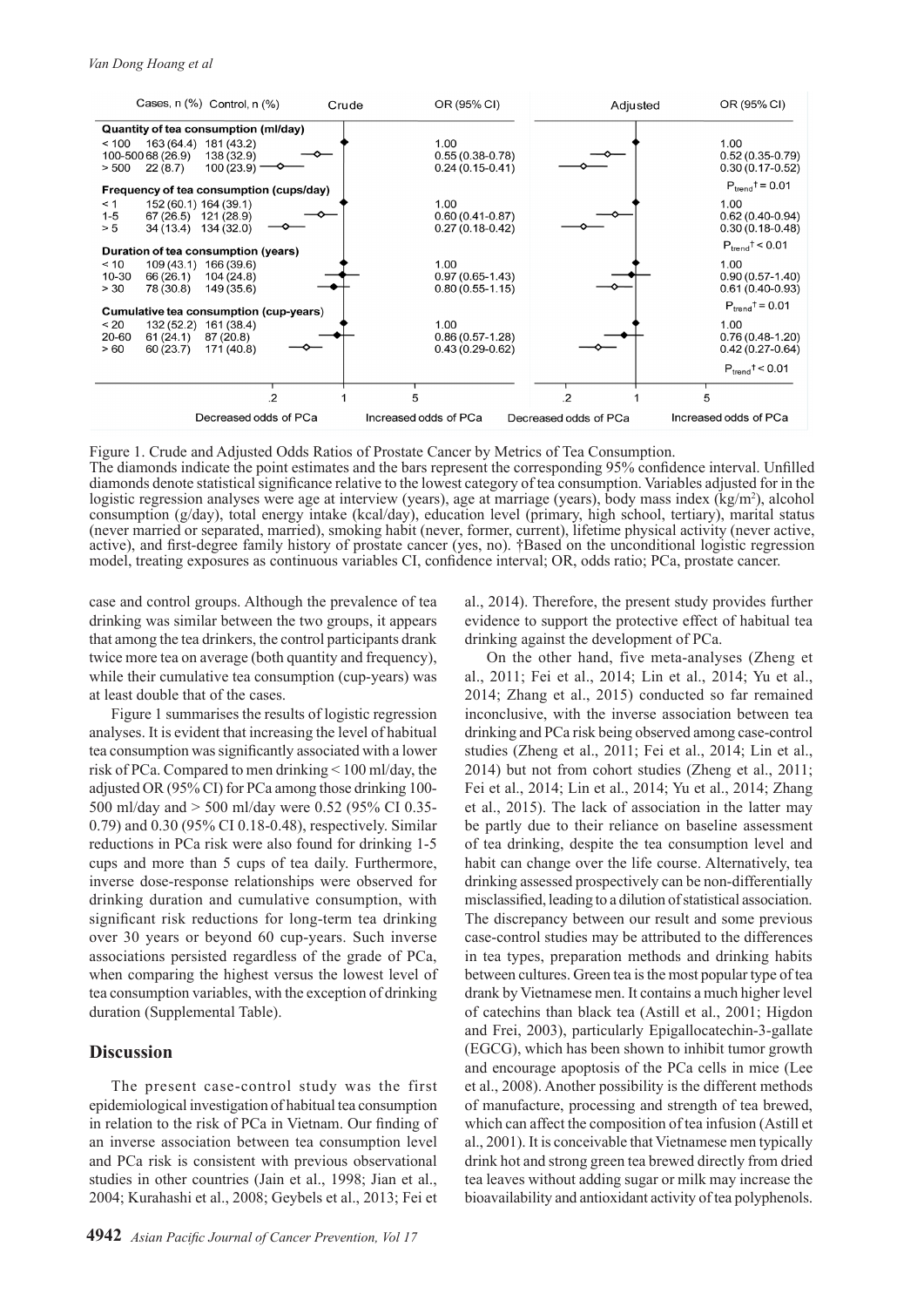| | Cases, n (%) | Control, n (%) | Crude OR (95% CI) | Adjusted OR (95% CI) |
|---|---|---|---|---|
| **Quantity of tea consumption (ml/day)** | | | | |
| < 100 | 163 (64.4) | 181 (43.2) | 1.00 | 1.00 |
| 100-500 | 68 (26.9) | 138 (32.9) | 0.55 (0.38-0.78) | 0.52 (0.35-0.79) |
| > 500 | 22 (8.7) | 100 (23.9) | 0.24 (0.15-0.41) | 0.30 (0.17-0.52) |
| | | | | $P_{trend}$† = 0.01 |
| **Frequency of tea consumption (cups/day)** | | | | |
| < 1 | 152 (60.1) | 164 (39.1) | 1.00 | 1.00 |
| 1-5 | 67 (26.5) | 121 (28.9) | 0.60 (0.41-0.87) | 0.62 (0.40-0.94) |
| > 5 | 34 (13.4) | 134 (32.0) | 0.27 (0.18-0.42) | 0.30 (0.18-0.48) |
| | | | | $P_{trend}$† < 0.01 |
| **Duration of tea consumption (years)** | | | | |
| < 10 | 109 (43.1) | 166 (39.6) | 1.00 | 1.00 |
| 10-30 | 66 (26.1) | 104 (24.8) | 0.97 (0.65-1.43) | 0.90 (0.57-1.40) |
| > 30 | 78 (30.8) | 149 (35.6) | 0.80 (0.55-1.15) | 0.61 (0.40-0.93) |
| | | | | $P_{trend}$† = 0.01 |
| **Cumulative tea consumption (cup-years)** | | | | |
| < 20 | 132 (52.2) | 161 (38.4) | 1.00 | 1.00 |
| 20-60 | 61 (24.1) | 87 (20.8) | 0.86 (0.57-1.28) | 0.76 (0.48-1.20) |
| > 60 | 60 (23.7) | 171 (40.8) | 0.43 (0.29-0.62) | 0.42 (0.27-0.64) |
| | | | | $P_{trend}$† < 0.01 |

Figure 1. Crude and Adjusted Odds Ratios of Prostate Cancer by Metrics of Tea Consumption. The diamonds indicate the point estimates and the bars represent the corresponding 95% confidence interval. Unfilled diamonds denote statistical significance relative to the lowest category of tea consumption. Variables adjusted for in the logistic regression analyses were age at interview (years), age at marriage (years), body mass index (kg/m$^2$), alcohol consumption (g/day), total energy intake (kcal/day), education level (primary, high school, tertiary), marital status (never married or separated, married), smoking habit (never, former, current), lifetime physical activity (never active, active), and first-degree family history of prostate cancer (yes, no). †Based on the unconditional logistic regression model, treating exposures as continuous variables CI, confidence interval; OR, odds ratio; PCa, prostate cancer.

case and control groups. Although the prevalence of tea drinking was similar between the two groups, it appears that among the tea drinkers, the control participants drank twice more tea on average (both quantity and frequency), while their cumulative tea consumption (cup-years) was at least double that of the cases.

Figure 1 summarises the results of logistic regression analyses. It is evident that increasing the level of habitual tea consumption was significantly associated with a lower risk of PCa. Compared to men drinking < 100 ml/day, the adjusted OR (95% CI) for PCa among those drinking 100-500 ml/day and > 500 ml/day were 0.52 (95% CI 0.35-0.79) and 0.30 (95% CI 0.18-0.48), respectively. Similar reductions in PCa risk were also found for drinking 1-5 cups and more than 5 cups of tea daily. Furthermore, inverse dose-response relationships were observed for drinking duration and cumulative consumption, with significant risk reductions for long-term tea drinking over 30 years or beyond 60 cup-years. Such inverse associations persisted regardless of the grade of PCa, when comparing the highest versus the lowest level of tea consumption variables, with the exception of drinking duration (Supplemental Table).

## Discussion

The present case-control study was the first epidemiological investigation of habitual tea consumption in relation to the risk of PCa in Vietnam. Our finding of an inverse association between tea consumption level and PCa risk is consistent with previous observational studies in other countries (Jain et al., 1998; Jian et al., 2004; Kurahashi et al., 2008; Geybels et al., 2013; Fei et al., 2014). Therefore, the present study provides further evidence to support the protective effect of habitual tea drinking against the development of PCa.

On the other hand, five meta-analyses (Zheng et al., 2011; Fei et al., 2014; Lin et al., 2014; Yu et al., 2014; Zhang et al., 2015) conducted so far remained inconclusive, with the inverse association between tea drinking and PCa risk being observed among case-control studies (Zheng et al., 2011; Fei et al., 2014; Lin et al., 2014) but not from cohort studies (Zheng et al., 2011; Fei et al., 2014; Lin et al., 2014; Yu et al., 2014; Zhang et al., 2015). The lack of association in the latter may be partly due to their reliance on baseline assessment of tea drinking, despite the tea consumption level and habit can change over the life course. Alternatively, tea drinking assessed prospectively can be non-differentially misclassified, leading to a dilution of statistical association. The discrepancy between our result and some previous case-control studies may be attributed to the differences in tea types, preparation methods and drinking habits between cultures. Green tea is the most popular type of tea drank by Vietnamese men. It contains a much higher level of catechins than black tea (Astill et al., 2001; Higdon and Frei, 2003), particularly Epigallocatechin-3-gallate (EGCG), which has been shown to inhibit tumor growth and encourage apoptosis of the PCa cells in mice (Lee et al., 2008). Another possibility is the different methods of manufacture, processing and strength of tea brewed, which can affect the composition of tea infusion (Astill et al., 2001). It is conceivable that Vietnamese men typically drink hot and strong green tea brewed directly from dried tea leaves without adding sugar or milk may increase the bioavailability and antioxidant activity of tea polyphenols.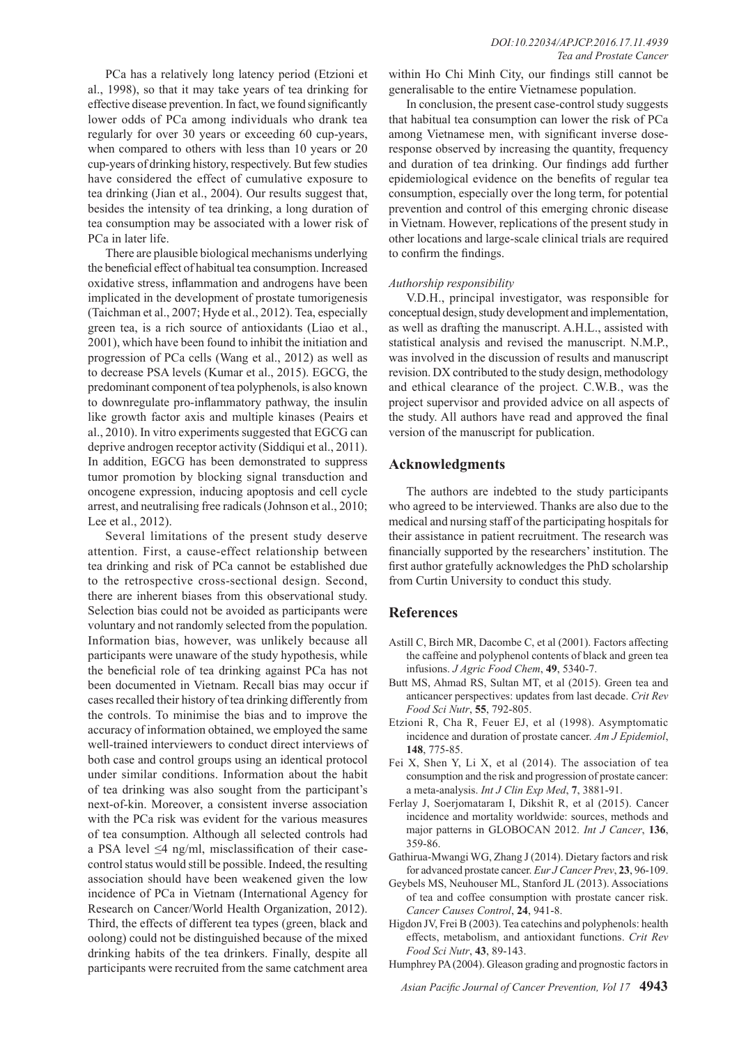PCa has a relatively long latency period (Etzioni et al., 1998), so that it may take years of tea drinking for effective disease prevention. In fact, we found significantly lower odds of PCa among individuals who drank tea regularly for over 30 years or exceeding 60 cup-years, when compared to others with less than 10 years or 20 cup-years of drinking history, respectively. But few studies have considered the effect of cumulative exposure to tea drinking (Jian et al., 2004). Our results suggest that, besides the intensity of tea drinking, a long duration of tea consumption may be associated with a lower risk of PCa in later life.

There are plausible biological mechanisms underlying the beneficial effect of habitual tea consumption. Increased oxidative stress, inflammation and androgens have been implicated in the development of prostate tumorigenesis (Taichman et al., 2007; Hyde et al., 2012). Tea, especially green tea, is a rich source of antioxidants (Liao et al., 2001), which have been found to inhibit the initiation and progression of PCa cells (Wang et al., 2012) as well as to decrease PSA levels (Kumar et al., 2015). EGCG, the predominant component of tea polyphenols, is also known to downregulate pro-inflammatory pathway, the insulin like growth factor axis and multiple kinases (Peairs et al., 2010). In vitro experiments suggested that EGCG can deprive androgen receptor activity (Siddiqui et al., 2011). In addition, EGCG has been demonstrated to suppress tumor promotion by blocking signal transduction and oncogene expression, inducing apoptosis and cell cycle arrest, and neutralising free radicals (Johnson et al., 2010; Lee et al., 2012).

Several limitations of the present study deserve attention. First, a cause-effect relationship between tea drinking and risk of PCa cannot be established due to the retrospective cross-sectional design. Second, there are inherent biases from this observational study. Selection bias could not be avoided as participants were voluntary and not randomly selected from the population. Information bias, however, was unlikely because all participants were unaware of the study hypothesis, while the beneficial role of tea drinking against PCa has not been documented in Vietnam. Recall bias may occur if cases recalled their history of tea drinking differently from the controls. To minimise the bias and to improve the accuracy of information obtained, we employed the same well-trained interviewers to conduct direct interviews of both case and control groups using an identical protocol under similar conditions. Information about the habit of tea drinking was also sought from the participant's next-of-kin. Moreover, a consistent inverse association with the PCa risk was evident for the various measures of tea consumption. Although all selected controls had a PSA level ≤4 ng/ml, misclassification of their case-control status would still be possible. Indeed, the resulting association should have been weakened given the low incidence of PCa in Vietnam (International Agency for Research on Cancer/World Health Organization, 2012). Third, the effects of different tea types (green, black and oolong) could not be distinguished because of the mixed drinking habits of the tea drinkers. Finally, despite all participants were recruited from the same catchment area within Ho Chi Minh City, our findings still cannot be generalisable to the entire Vietnamese population.

In conclusion, the present case-control study suggests that habitual tea consumption can lower the risk of PCa among Vietnamese men, with significant inverse dose-response observed by increasing the quantity, frequency and duration of tea drinking. Our findings add further epidemiological evidence on the benefits of regular tea consumption, especially over the long term, for potential prevention and control of this emerging chronic disease in Vietnam. However, replications of the present study in other locations and large-scale clinical trials are required to confirm the findings.

*Authorship responsibility*

V.D.H., principal investigator, was responsible for conceptual design, study development and implementation, as well as drafting the manuscript. A.H.L., assisted with statistical analysis and revised the manuscript. N.M.P., was involved in the discussion of results and manuscript revision. DX contributed to the study design, methodology and ethical clearance of the project. C.W.B., was the project supervisor and provided advice on all aspects of the study. All authors have read and approved the final version of the manuscript for publication.

## Acknowledgments

The authors are indebted to the study participants who agreed to be interviewed. Thanks are also due to the medical and nursing staff of the participating hospitals for their assistance in patient recruitment. The research was financially supported by the researchers' institution. The first author gratefully acknowledges the PhD scholarship from Curtin University to conduct this study.

## References

Astill C, Birch MR, Dacombe C, et al (2001). Factors affecting the caffeine and polyphenol contents of black and green tea infusions. *J Agric Food Chem*, **49**, 5340-7.

Butt MS, Ahmad RS, Sultan MT, et al (2015). Green tea and anticancer perspectives: updates from last decade. *Crit Rev Food Sci Nutr*, **55**, 792-805.

Etzioni R, Cha R, Feuer EJ, et al (1998). Asymptomatic incidence and duration of prostate cancer. *Am J Epidemiol*, **148**, 775-85.

Fei X, Shen Y, Li X, et al (2014). The association of tea consumption and the risk and progression of prostate cancer: a meta-analysis. *Int J Clin Exp Med*, **7**, 3881-91.

Ferlay J, Soerjomataram I, Dikshit R, et al (2015). Cancer incidence and mortality worldwide: sources, methods and major patterns in GLOBOCAN 2012. *Int J Cancer*, **136**, 359-86.

Gathirua-Mwangi WG, Zhang J (2014). Dietary factors and risk for advanced prostate cancer. *Eur J Cancer Prev*, **23**, 96-109.

Geybels MS, Neuhouser ML, Stanford JL (2013). Associations of tea and coffee consumption with prostate cancer risk. *Cancer Causes Control*, **24**, 941-8.

Higdon JV, Frei B (2003). Tea catechins and polyphenols: health effects, metabolism, and antioxidant functions. *Crit Rev Food Sci Nutr*, **43**, 89-143.

Humphrey PA (2004). Gleason grading and prognostic factors in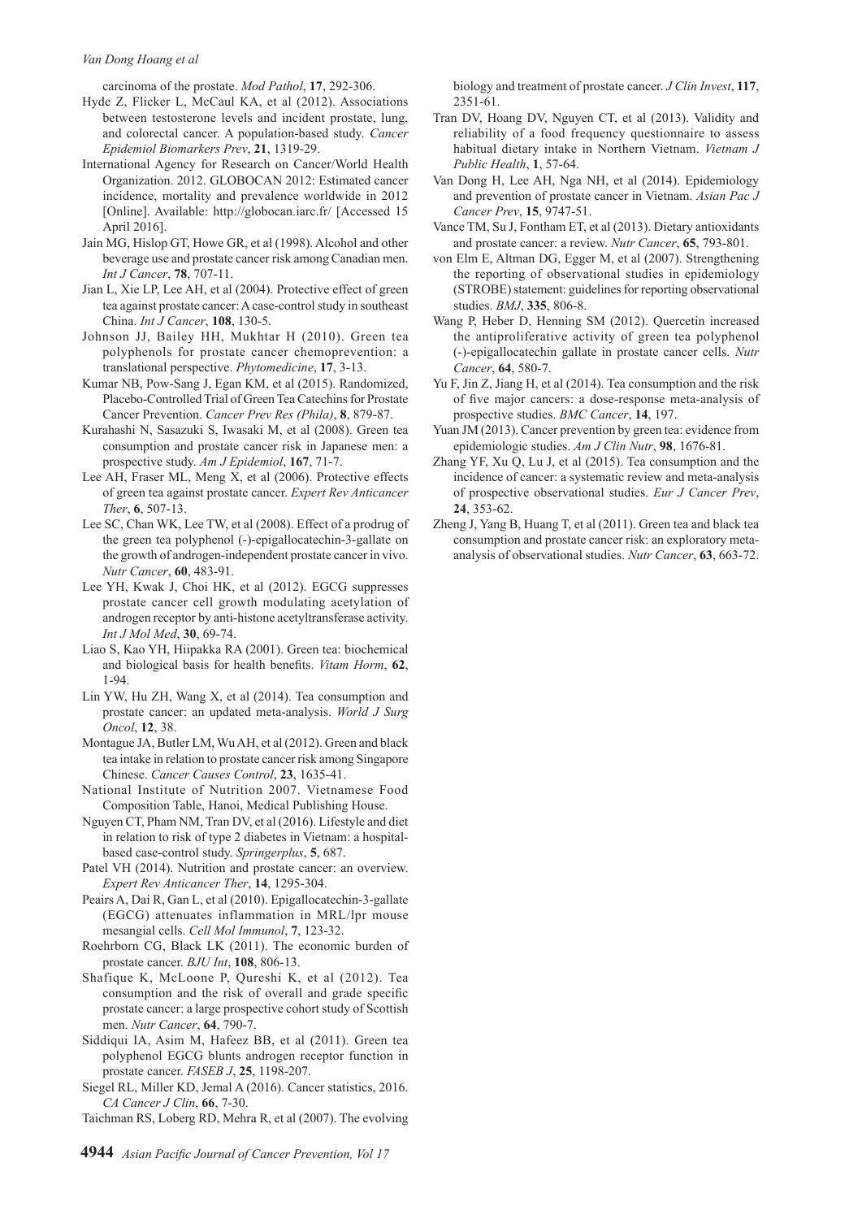carcinoma of the prostate. *Mod Pathol*, **17**, 292-306.

Hyde Z, Flicker L, McCaul KA, et al (2012). Associations between testosterone levels and incident prostate, lung, and colorectal cancer. A population-based study. *Cancer Epidemiol Biomarkers Prev*, **21**, 1319-29.

International Agency for Research on Cancer/World Health Organization. 2012. GLOBOCAN 2012: Estimated cancer incidence, mortality and prevalence worldwide in 2012 [Online]. Available: http://globocan.iarc.fr/ [Accessed 15 April 2016].

Jain MG, Hislop GT, Howe GR, et al (1998). Alcohol and other beverage use and prostate cancer risk among Canadian men. *Int J Cancer*, **78**, 707-11.

Jian L, Xie LP, Lee AH, et al (2004). Protective effect of green tea against prostate cancer: A case-control study in southeast China. *Int J Cancer*, **108**, 130-5.

Johnson JJ, Bailey HH, Mukhtar H (2010). Green tea polyphenols for prostate cancer chemoprevention: a translational perspective. *Phytomedicine*, **17**, 3-13.

Kumar NB, Pow-Sang J, Egan KM, et al (2015). Randomized, Placebo-Controlled Trial of Green Tea Catechins for Prostate Cancer Prevention. *Cancer Prev Res (Phila)*, **8**, 879-87.

Kurahashi N, Sasazuki S, Iwasaki M, et al (2008). Green tea consumption and prostate cancer risk in Japanese men: a prospective study. *Am J Epidemiol*, **167**, 71-7.

Lee AH, Fraser ML, Meng X, et al (2006). Protective effects of green tea against prostate cancer. *Expert Rev Anticancer Ther*, **6**, 507-13.

Lee SC, Chan WK, Lee TW, et al (2008). Effect of a prodrug of the green tea polyphenol (-)-epigallocatechin-3-gallate on the growth of androgen-independent prostate cancer in vivo. *Nutr Cancer*, **60**, 483-91.

Lee YH, Kwak J, Choi HK, et al (2012). EGCG suppresses prostate cancer cell growth modulating acetylation of androgen receptor by anti-histone acetyltransferase activity. *Int J Mol Med*, **30**, 69-74.

Liao S, Kao YH, Hiipakka RA (2001). Green tea: biochemical and biological basis for health benefits. *Vitam Horm*, **62**, 1-94.

Lin YW, Hu ZH, Wang X, et al (2014). Tea consumption and prostate cancer: an updated meta-analysis. *World J Surg Oncol*, **12**, 38.

Montague JA, Butler LM, Wu AH, et al (2012). Green and black tea intake in relation to prostate cancer risk among Singapore Chinese. *Cancer Causes Control*, **23**, 1635-41.

National Institute of Nutrition 2007. Vietnamese Food Composition Table, Hanoi, Medical Publishing House.

Nguyen CT, Pham NM, Tran DV, et al (2016). Lifestyle and diet in relation to risk of type 2 diabetes in Vietnam: a hospital-based case-control study. *Springerplus*, **5**, 687.

Patel VH (2014). Nutrition and prostate cancer: an overview. *Expert Rev Anticancer Ther*, **14**, 1295-304.

Peairs A, Dai R, Gan L, et al (2010). Epigallocatechin-3-gallate (EGCG) attenuates inflammation in MRL/lpr mouse mesangial cells. *Cell Mol Immunol*, **7**, 123-32.

Roehrborn CG, Black LK (2011). The economic burden of prostate cancer. *BJU Int*, **108**, 806-13.

Shafique K, McLoone P, Qureshi K, et al (2012). Tea consumption and the risk of overall and grade specific prostate cancer: a large prospective cohort study of Scottish men. *Nutr Cancer*, **64**, 790-7.

Siddiqui IA, Asim M, Hafeez BB, et al (2011). Green tea polyphenol EGCG blunts androgen receptor function in prostate cancer. *FASEB J*, **25**, 1198-207.

Siegel RL, Miller KD, Jemal A (2016). Cancer statistics, 2016. *CA Cancer J Clin*, **66**, 7-30.

Taichman RS, Loberg RD, Mehra R, et al (2007). The evolving biology and treatment of prostate cancer. *J Clin Invest*, **117**, 2351-61.

Tran DV, Hoang DV, Nguyen CT, et al (2013). Validity and reliability of a food frequency questionnaire to assess habitual dietary intake in Northern Vietnam. *Vietnam J Public Health*, **1**, 57-64.

Van Dong H, Lee AH, Nga NH, et al (2014). Epidemiology and prevention of prostate cancer in Vietnam. *Asian Pac J Cancer Prev*, **15**, 9747-51.

Vance TM, Su J, Fontham ET, et al (2013). Dietary antioxidants and prostate cancer: a review. *Nutr Cancer*, **65**, 793-801.

von Elm E, Altman DG, Egger M, et al (2007). Strengthening the reporting of observational studies in epidemiology (STROBE) statement: guidelines for reporting observational studies. *BMJ*, **335**, 806-8.

Wang P, Heber D, Henning SM (2012). Quercetin increased the antiproliferative activity of green tea polyphenol (-)-epigallocatechin gallate in prostate cancer cells. *Nutr Cancer*, **64**, 580-7.

Yu F, Jin Z, Jiang H, et al (2014). Tea consumption and the risk of five major cancers: a dose-response meta-analysis of prospective studies. *BMC Cancer*, **14**, 197.

Yuan JM (2013). Cancer prevention by green tea: evidence from epidemiologic studies. *Am J Clin Nutr*, **98**, 1676-81.

Zhang YF, Xu Q, Lu J, et al (2015). Tea consumption and the incidence of cancer: a systematic review and meta-analysis of prospective observational studies. *Eur J Cancer Prev*, **24**, 353-62.

Zheng J, Yang B, Huang T, et al (2011). Green tea and black tea consumption and prostate cancer risk: an exploratory meta-analysis of observational studies. *Nutr Cancer*, **63**, 663-72.